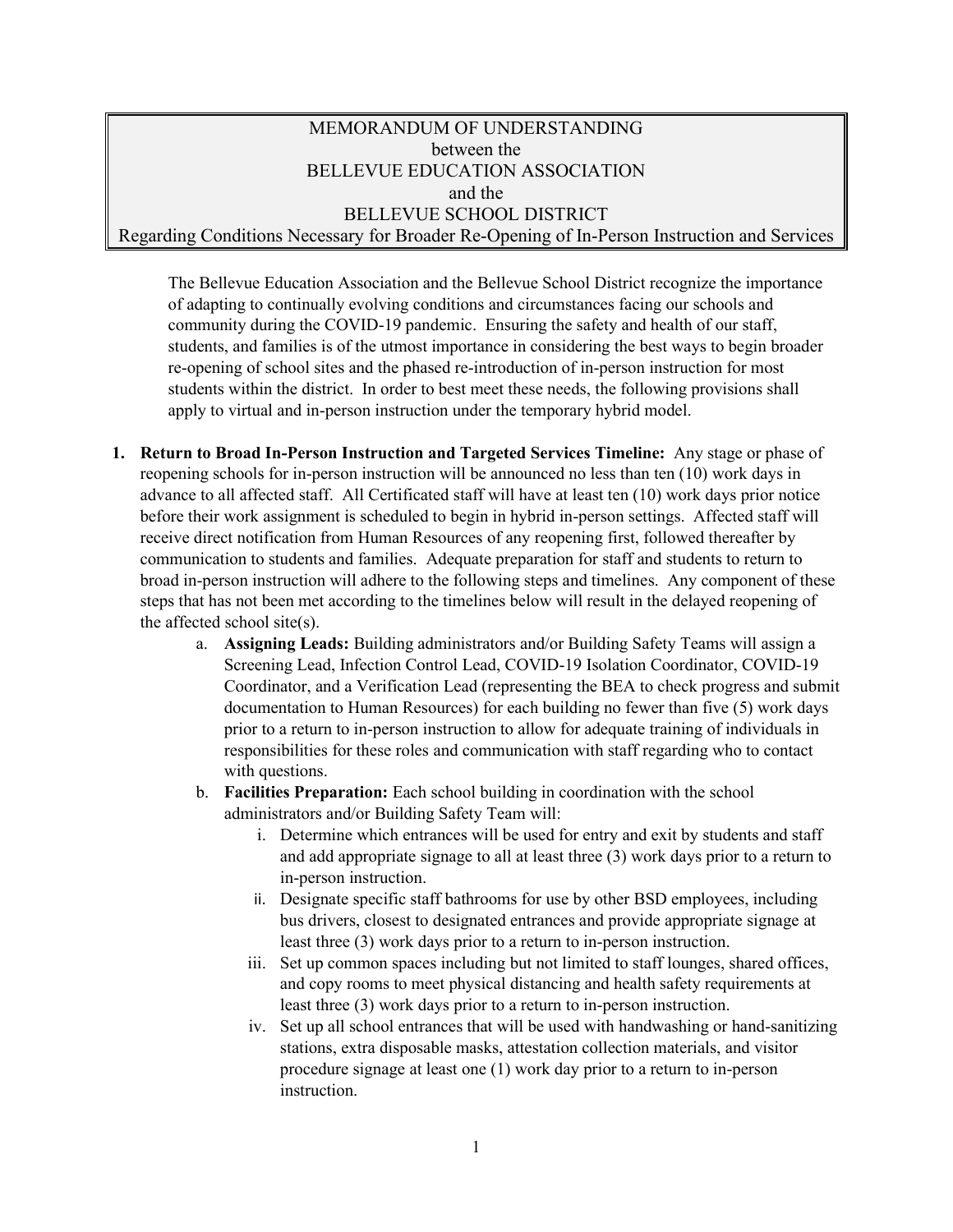# MEMORANDUM OF UNDERSTANDING
## between the
## BELLEVUE EDUCATION ASSOCIATION
## and the
## BELLEVUE SCHOOL DISTRICT
## Regarding Conditions Necessary for Broader Re-Opening of In-Person Instruction and Services

The Bellevue Education Association and the Bellevue School District recognize the importance of adapting to continually evolving conditions and circumstances facing our schools and community during the COVID-19 pandemic. Ensuring the safety and health of our staff, students, and families is of the utmost importance in considering the best ways to begin broader re-opening of school sites and the phased re-introduction of in-person instruction for most students within the district. In order to best meet these needs, the following provisions shall apply to virtual and in-person instruction under the temporary hybrid model.

1. **Return to Broad In-Person Instruction and Targeted Services Timeline:** Any stage or phase of reopening schools for in-person instruction will be announced no less than ten (10) work days in advance to all affected staff. All Certificated staff will have at least ten (10) work days prior notice before their work assignment is scheduled to begin in hybrid in-person settings. Affected staff will receive direct notification from Human Resources of any reopening first, followed thereafter by communication to students and families. Adequate preparation for staff and students to return to broad in-person instruction will adhere to the following steps and timelines. Any component of these steps that has not been met according to the timelines below will result in the delayed reopening of the affected school site(s).
    a. **Assigning Leads:** Building administrators and/or Building Safety Teams will assign a Screening Lead, Infection Control Lead, COVID-19 Isolation Coordinator, COVID-19 Coordinator, and a Verification Lead (representing the BEA to check progress and submit documentation to Human Resources) for each building no fewer than five (5) work days prior to a return to in-person instruction to allow for adequate training of individuals in responsibilities for these roles and communication with staff regarding who to contact with questions.
    b. **Facilities Preparation:** Each school building in coordination with the school administrators and/or Building Safety Team will:
        i. Determine which entrances will be used for entry and exit by students and staff and add appropriate signage to all at least three (3) work days prior to a return to in-person instruction.
        ii. Designate specific staff bathrooms for use by other BSD employees, including bus drivers, closest to designated entrances and provide appropriate signage at least three (3) work days prior to a return to in-person instruction.
        iii. Set up common spaces including but not limited to staff lounges, shared offices, and copy rooms to meet physical distancing and health safety requirements at least three (3) work days prior to a return to in-person instruction.
        iv. Set up all school entrances that will be used with handwashing or hand-sanitizing stations, extra disposable masks, attestation collection materials, and visitor procedure signage at least one (1) work day prior to a return to in-person instruction.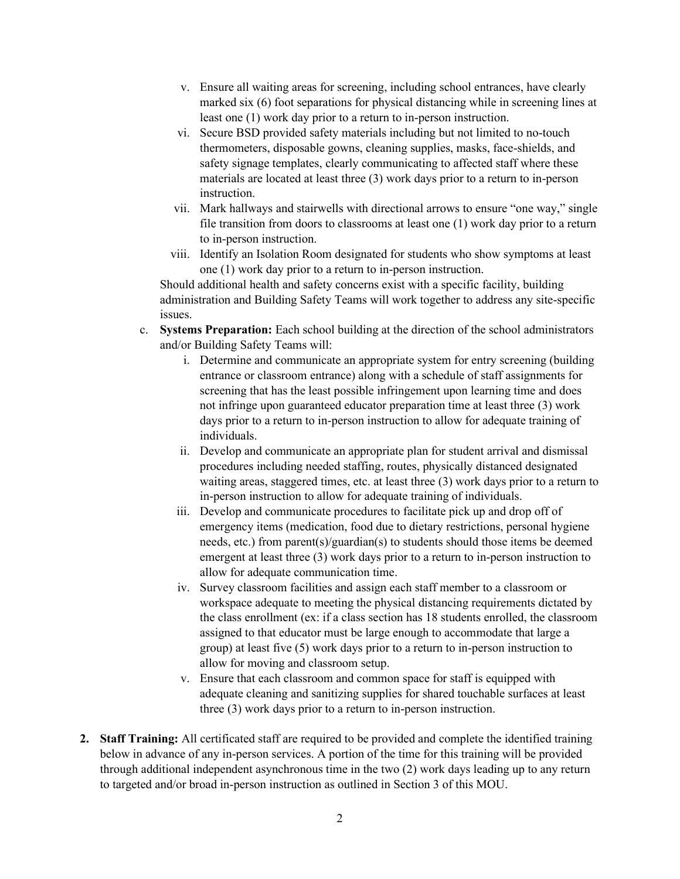v. Ensure all waiting areas for screening, including school entrances, have clearly marked six (6) foot separations for physical distancing while in screening lines at least one (1) work day prior to a return to in-person instruction.

vi. Secure BSD provided safety materials including but not limited to no-touch thermometers, disposable gowns, cleaning supplies, masks, face-shields, and safety signage templates, clearly communicating to affected staff where these materials are located at least three (3) work days prior to a return to in-person instruction.

vii. Mark hallways and stairwells with directional arrows to ensure "one way," single file transition from doors to classrooms at least one (1) work day prior to a return to in-person instruction.

viii. Identify an Isolation Room designated for students who show symptoms at least one (1) work day prior to a return to in-person instruction.

Should additional health and safety concerns exist with a specific facility, building administration and Building Safety Teams will work together to address any site-specific issues.

c. **Systems Preparation:** Each school building at the direction of the school administrators and/or Building Safety Teams will:

i. Determine and communicate an appropriate system for entry screening (building entrance or classroom entrance) along with a schedule of staff assignments for screening that has the least possible infringement upon learning time and does not infringe upon guaranteed educator preparation time at least three (3) work days prior to a return to in-person instruction to allow for adequate training of individuals.

ii. Develop and communicate an appropriate plan for student arrival and dismissal procedures including needed staffing, routes, physically distanced designated waiting areas, staggered times, etc. at least three (3) work days prior to a return to in-person instruction to allow for adequate training of individuals.

iii. Develop and communicate procedures to facilitate pick up and drop off of emergency items (medication, food due to dietary restrictions, personal hygiene needs, etc.) from parent(s)/guardian(s) to students should those items be deemed emergent at least three (3) work days prior to a return to in-person instruction to allow for adequate communication time.

iv. Survey classroom facilities and assign each staff member to a classroom or workspace adequate to meeting the physical distancing requirements dictated by the class enrollment (ex: if a class section has 18 students enrolled, the classroom assigned to that educator must be large enough to accommodate that large a group) at least five (5) work days prior to a return to in-person instruction to allow for moving and classroom setup.

v. Ensure that each classroom and common space for staff is equipped with adequate cleaning and sanitizing supplies for shared touchable surfaces at least three (3) work days prior to a return to in-person instruction.

2. **Staff Training:** All certificated staff are required to be provided and complete the identified training below in advance of any in-person services. A portion of the time for this training will be provided through additional independent asynchronous time in the two (2) work days leading up to any return to targeted and/or broad in-person instruction as outlined in Section 3 of this MOU.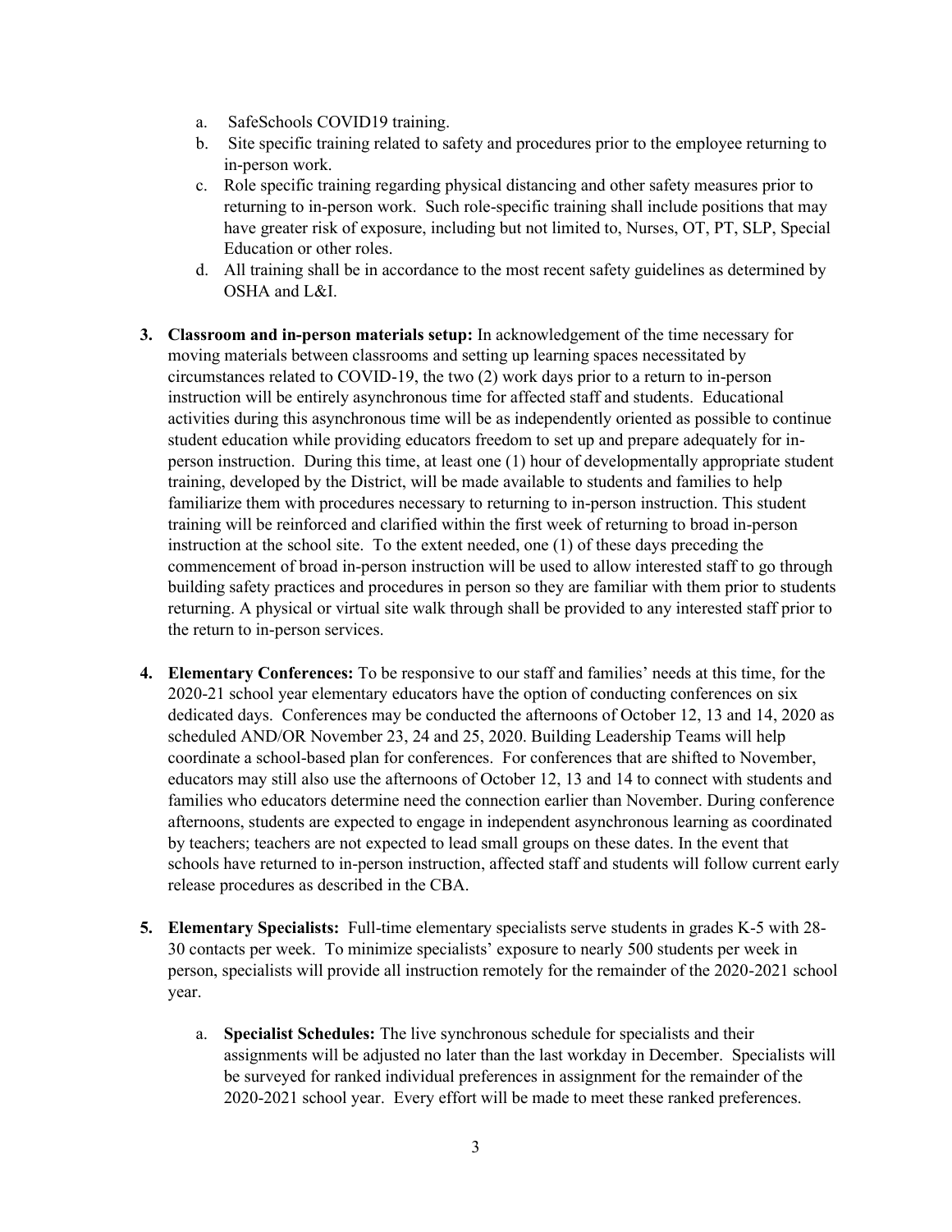a. SafeSchools COVID19 training.
b. Site specific training related to safety and procedures prior to the employee returning to in-person work.
c. Role specific training regarding physical distancing and other safety measures prior to returning to in-person work. Such role-specific training shall include positions that may have greater risk of exposure, including but not limited to, Nurses, OT, PT, SLP, Special Education or other roles.
d. All training shall be in accordance to the most recent safety guidelines as determined by OSHA and L&I.

3. **Classroom and in-person materials setup:** In acknowledgement of the time necessary for moving materials between classrooms and setting up learning spaces necessitated by circumstances related to COVID-19, the two (2) work days prior to a return to in-person instruction will be entirely asynchronous time for affected staff and students. Educational activities during this asynchronous time will be as independently oriented as possible to continue student education while providing educators freedom to set up and prepare adequately for in-person instruction. During this time, at least one (1) hour of developmentally appropriate student training, developed by the District, will be made available to students and families to help familiarize them with procedures necessary to returning to in-person instruction. This student training will be reinforced and clarified within the first week of returning to broad in-person instruction at the school site. To the extent needed, one (1) of these days preceding the commencement of broad in-person instruction will be used to allow interested staff to go through building safety practices and procedures in person so they are familiar with them prior to students returning. A physical or virtual site walk through shall be provided to any interested staff prior to the return to in-person services.

4. **Elementary Conferences:** To be responsive to our staff and families' needs at this time, for the 2020-21 school year elementary educators have the option of conducting conferences on six dedicated days. Conferences may be conducted the afternoons of October 12, 13 and 14, 2020 as scheduled AND/OR November 23, 24 and 25, 2020. Building Leadership Teams will help coordinate a school-based plan for conferences. For conferences that are shifted to November, educators may still also use the afternoons of October 12, 13 and 14 to connect with students and families who educators determine need the connection earlier than November. During conference afternoons, students are expected to engage in independent asynchronous learning as coordinated by teachers; teachers are not expected to lead small groups on these dates. In the event that schools have returned to in-person instruction, affected staff and students will follow current early release procedures as described in the CBA.

5. **Elementary Specialists:** Full-time elementary specialists serve students in grades K-5 with 28-30 contacts per week. To minimize specialists' exposure to nearly 500 students per week in person, specialists will provide all instruction remotely for the remainder of the 2020-2021 school year.

    a. **Specialist Schedules:** The live synchronous schedule for specialists and their assignments will be adjusted no later than the last workday in December. Specialists will be surveyed for ranked individual preferences in assignment for the remainder of the 2020-2021 school year. Every effort will be made to meet these ranked preferences.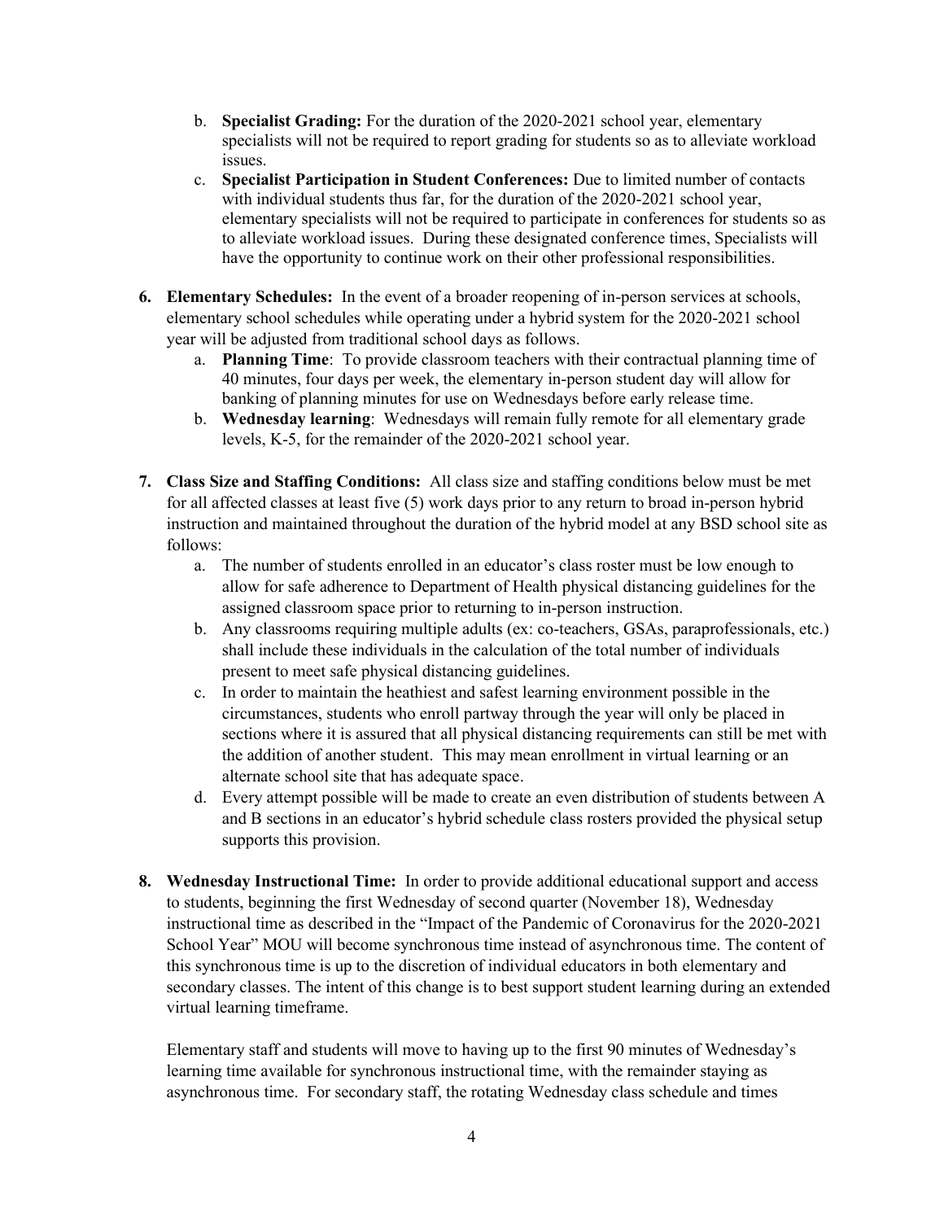b. **Specialist Grading:** For the duration of the 2020-2021 school year, elementary specialists will not be required to report grading for students so as to alleviate workload issues.

c. **Specialist Participation in Student Conferences:** Due to limited number of contacts with individual students thus far, for the duration of the 2020-2021 school year, elementary specialists will not be required to participate in conferences for students so as to alleviate workload issues. During these designated conference times, Specialists will have the opportunity to continue work on their other professional responsibilities.

6. **Elementary Schedules:** In the event of a broader reopening of in-person services at schools, elementary school schedules while operating under a hybrid system for the 2020-2021 school year will be adjusted from traditional school days as follows.
   a. **Planning Time**: To provide classroom teachers with their contractual planning time of 40 minutes, four days per week, the elementary in-person student day will allow for banking of planning minutes for use on Wednesdays before early release time.
   b. **Wednesday learning**: Wednesdays will remain fully remote for all elementary grade levels, K-5, for the remainder of the 2020-2021 school year.

7. **Class Size and Staffing Conditions:** All class size and staffing conditions below must be met for all affected classes at least five (5) work days prior to any return to broad in-person hybrid instruction and maintained throughout the duration of the hybrid model at any BSD school site as follows:
   a. The number of students enrolled in an educator's class roster must be low enough to allow for safe adherence to Department of Health physical distancing guidelines for the assigned classroom space prior to returning to in-person instruction.
   b. Any classrooms requiring multiple adults (ex: co-teachers, GSAs, paraprofessionals, etc.) shall include these individuals in the calculation of the total number of individuals present to meet safe physical distancing guidelines.
   c. In order to maintain the heathiest and safest learning environment possible in the circumstances, students who enroll partway through the year will only be placed in sections where it is assured that all physical distancing requirements can still be met with the addition of another student. This may mean enrollment in virtual learning or an alternate school site that has adequate space.
   d. Every attempt possible will be made to create an even distribution of students between A and B sections in an educator's hybrid schedule class rosters provided the physical setup supports this provision.

8. **Wednesday Instructional Time:** In order to provide additional educational support and access to students, beginning the first Wednesday of second quarter (November 18), Wednesday instructional time as described in the "Impact of the Pandemic of Coronavirus for the 2020-2021 School Year" MOU will become synchronous time instead of asynchronous time. The content of this synchronous time is up to the discretion of individual educators in both elementary and secondary classes. The intent of this change is to best support student learning during an extended virtual learning timeframe.

   Elementary staff and students will move to having up to the first 90 minutes of Wednesday's learning time available for synchronous instructional time, with the remainder staying as asynchronous time. For secondary staff, the rotating Wednesday class schedule and times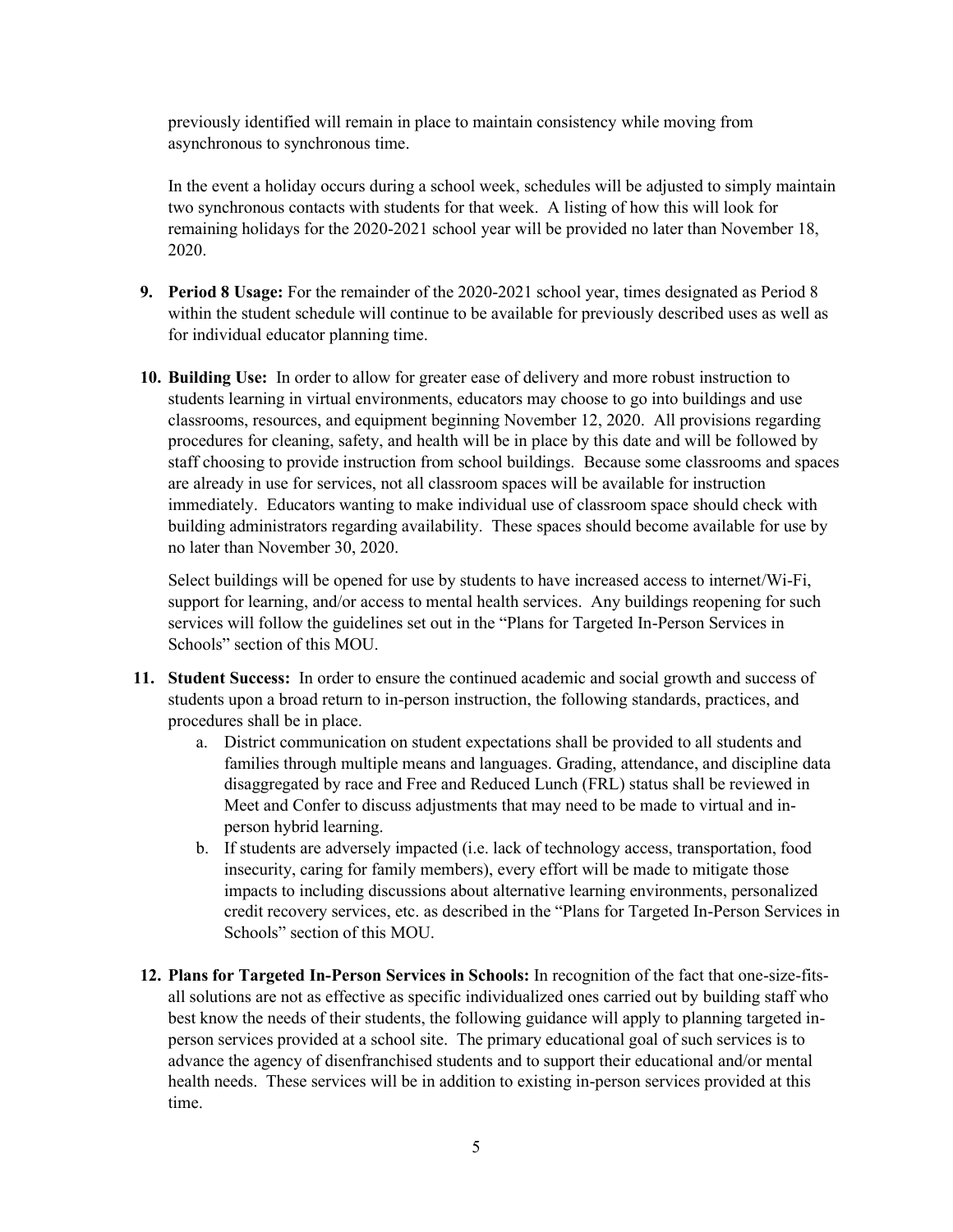previously identified will remain in place to maintain consistency while moving from asynchronous to synchronous time.

In the event a holiday occurs during a school week, schedules will be adjusted to simply maintain two synchronous contacts with students for that week. A listing of how this will look for remaining holidays for the 2020-2021 school year will be provided no later than November 18, 2020.

9. **Period 8 Usage:** For the remainder of the 2020-2021 school year, times designated as Period 8 within the student schedule will continue to be available for previously described uses as well as for individual educator planning time.

10. **Building Use:** In order to allow for greater ease of delivery and more robust instruction to students learning in virtual environments, educators may choose to go into buildings and use classrooms, resources, and equipment beginning November 12, 2020. All provisions regarding procedures for cleaning, safety, and health will be in place by this date and will be followed by staff choosing to provide instruction from school buildings. Because some classrooms and spaces are already in use for services, not all classroom spaces will be available for instruction immediately. Educators wanting to make individual use of classroom space should check with building administrators regarding availability. These spaces should become available for use by no later than November 30, 2020.

    Select buildings will be opened for use by students to have increased access to internet/Wi-Fi, support for learning, and/or access to mental health services. Any buildings reopening for such services will follow the guidelines set out in the "Plans for Targeted In-Person Services in Schools" section of this MOU.

11. **Student Success:** In order to ensure the continued academic and social growth and success of students upon a broad return to in-person instruction, the following standards, practices, and procedures shall be in place.
    a. District communication on student expectations shall be provided to all students and families through multiple means and languages. Grading, attendance, and discipline data disaggregated by race and Free and Reduced Lunch (FRL) status shall be reviewed in Meet and Confer to discuss adjustments that may need to be made to virtual and in-person hybrid learning.
    b. If students are adversely impacted (i.e. lack of technology access, transportation, food insecurity, caring for family members), every effort will be made to mitigate those impacts to including discussions about alternative learning environments, personalized credit recovery services, etc. as described in the "Plans for Targeted In-Person Services in Schools" section of this MOU.

12. **Plans for Targeted In-Person Services in Schools:** In recognition of the fact that one-size-fits-all solutions are not as effective as specific individualized ones carried out by building staff who best know the needs of their students, the following guidance will apply to planning targeted in-person services provided at a school site. The primary educational goal of such services is to advance the agency of disenfranchised students and to support their educational and/or mental health needs. These services will be in addition to existing in-person services provided at this time.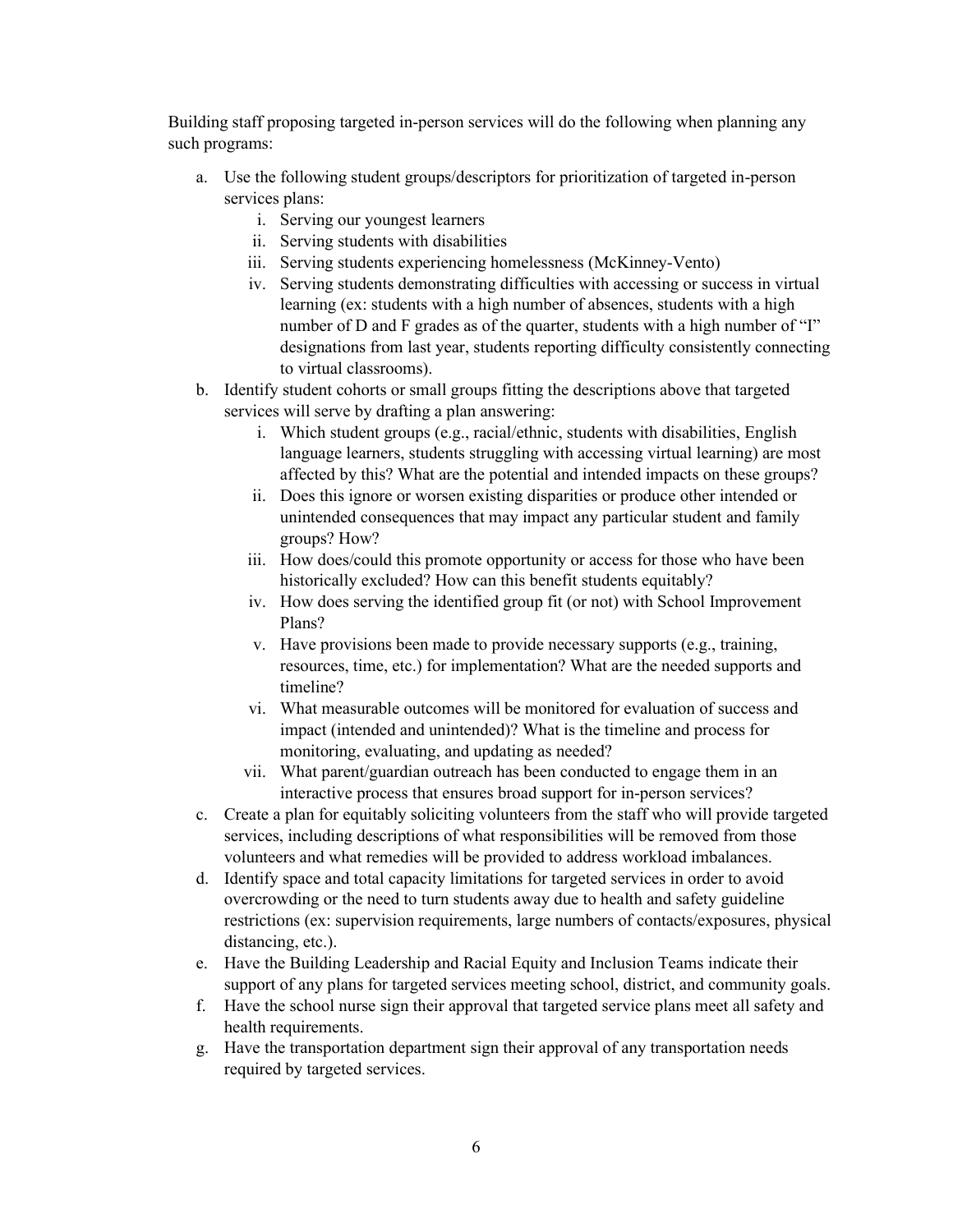Building staff proposing targeted in-person services will do the following when planning any such programs:

a. Use the following student groups/descriptors for prioritization of targeted in-person services plans:
    i. Serving our youngest learners
    ii. Serving students with disabilities
    iii. Serving students experiencing homelessness (McKinney-Vento)
    iv. Serving students demonstrating difficulties with accessing or success in virtual learning (ex: students with a high number of absences, students with a high number of D and F grades as of the quarter, students with a high number of "I" designations from last year, students reporting difficulty consistently connecting to virtual classrooms).
b. Identify student cohorts or small groups fitting the descriptions above that targeted services will serve by drafting a plan answering:
    i. Which student groups (e.g., racial/ethnic, students with disabilities, English language learners, students struggling with accessing virtual learning) are most affected by this? What are the potential and intended impacts on these groups?
    ii. Does this ignore or worsen existing disparities or produce other intended or unintended consequences that may impact any particular student and family groups? How?
    iii. How does/could this promote opportunity or access for those who have been historically excluded? How can this benefit students equitably?
    iv. How does serving the identified group fit (or not) with School Improvement Plans?
    v. Have provisions been made to provide necessary supports (e.g., training, resources, time, etc.) for implementation? What are the needed supports and timeline?
    vi. What measurable outcomes will be monitored for evaluation of success and impact (intended and unintended)? What is the timeline and process for monitoring, evaluating, and updating as needed?
    vii. What parent/guardian outreach has been conducted to engage them in an interactive process that ensures broad support for in-person services?
c. Create a plan for equitably soliciting volunteers from the staff who will provide targeted services, including descriptions of what responsibilities will be removed from those volunteers and what remedies will be provided to address workload imbalances.
d. Identify space and total capacity limitations for targeted services in order to avoid overcrowding or the need to turn students away due to health and safety guideline restrictions (ex: supervision requirements, large numbers of contacts/exposures, physical distancing, etc.).
e. Have the Building Leadership and Racial Equity and Inclusion Teams indicate their support of any plans for targeted services meeting school, district, and community goals.
f. Have the school nurse sign their approval that targeted service plans meet all safety and health requirements.
g. Have the transportation department sign their approval of any transportation needs required by targeted services.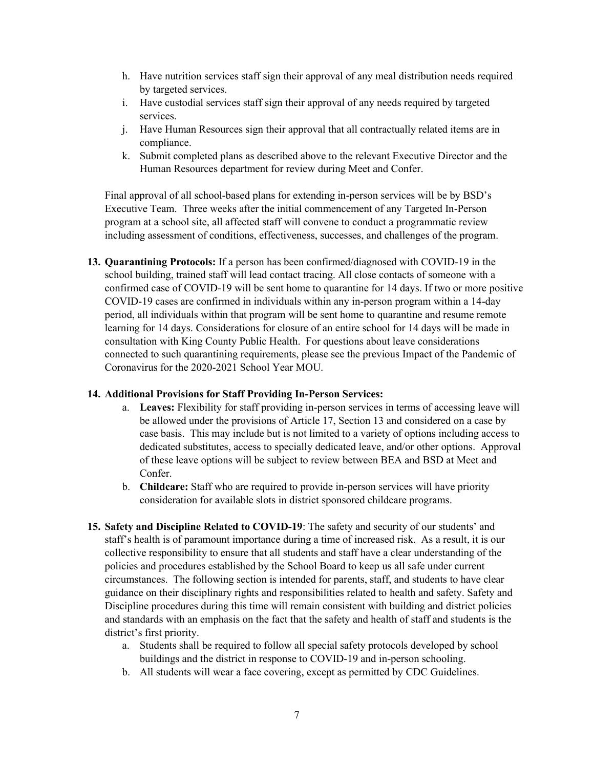h. Have nutrition services staff sign their approval of any meal distribution needs required by targeted services.
i. Have custodial services staff sign their approval of any needs required by targeted services.
j. Have Human Resources sign their approval that all contractually related items are in compliance.
k. Submit completed plans as described above to the relevant Executive Director and the Human Resources department for review during Meet and Confer.

Final approval of all school-based plans for extending in-person services will be by BSD's Executive Team. Three weeks after the initial commencement of any Targeted In-Person program at a school site, all affected staff will convene to conduct a programmatic review including assessment of conditions, effectiveness, successes, and challenges of the program.

13. **Quarantining Protocols:** If a person has been confirmed/diagnosed with COVID-19 in the school building, trained staff will lead contact tracing. All close contacts of someone with a confirmed case of COVID-19 will be sent home to quarantine for 14 days. If two or more positive COVID-19 cases are confirmed in individuals within any in-person program within a 14-day period, all individuals within that program will be sent home to quarantine and resume remote learning for 14 days. Considerations for closure of an entire school for 14 days will be made in consultation with King County Public Health. For questions about leave considerations connected to such quarantining requirements, please see the previous Impact of the Pandemic of Coronavirus for the 2020-2021 School Year MOU.

14. **Additional Provisions for Staff Providing In-Person Services:**
    a. **Leaves:** Flexibility for staff providing in-person services in terms of accessing leave will be allowed under the provisions of Article 17, Section 13 and considered on a case by case basis. This may include but is not limited to a variety of options including access to dedicated substitutes, access to specially dedicated leave, and/or other options. Approval of these leave options will be subject to review between BEA and BSD at Meet and Confer.
    b. **Childcare:** Staff who are required to provide in-person services will have priority consideration for available slots in district sponsored childcare programs.

15. **Safety and Discipline Related to COVID-19**: The safety and security of our students' and staff's health is of paramount importance during a time of increased risk. As a result, it is our collective responsibility to ensure that all students and staff have a clear understanding of the policies and procedures established by the School Board to keep us all safe under current circumstances. The following section is intended for parents, staff, and students to have clear guidance on their disciplinary rights and responsibilities related to health and safety. Safety and Discipline procedures during this time will remain consistent with building and district policies and standards with an emphasis on the fact that the safety and health of staff and students is the district's first priority.
    a. Students shall be required to follow all special safety protocols developed by school buildings and the district in response to COVID-19 and in-person schooling.
    b. All students will wear a face covering, except as permitted by CDC Guidelines.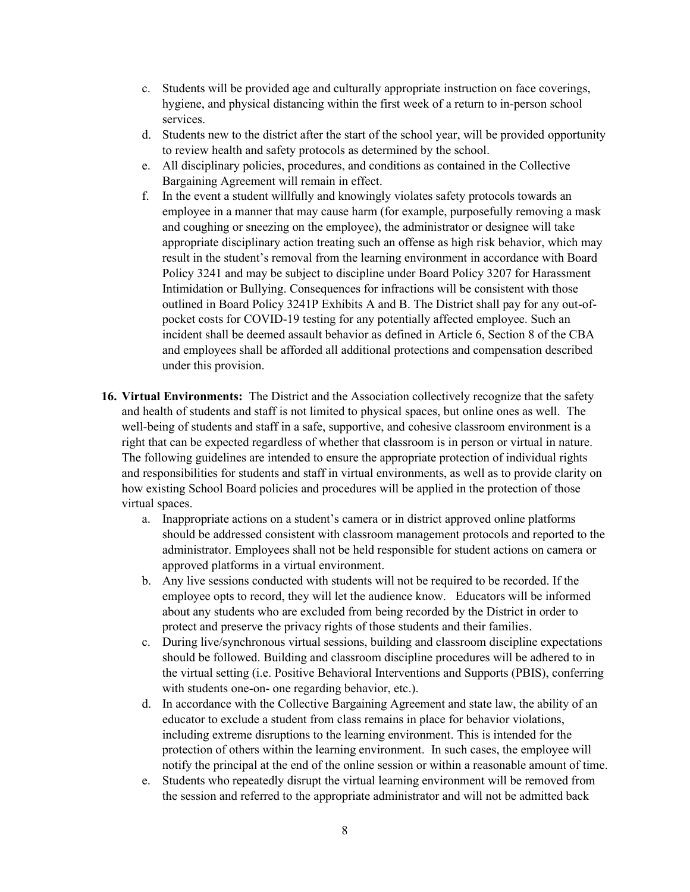c. Students will be provided age and culturally appropriate instruction on face coverings, hygiene, and physical distancing within the first week of a return to in-person school services.
d. Students new to the district after the start of the school year, will be provided opportunity to review health and safety protocols as determined by the school.
e. All disciplinary policies, procedures, and conditions as contained in the Collective Bargaining Agreement will remain in effect.
f. In the event a student willfully and knowingly violates safety protocols towards an employee in a manner that may cause harm (for example, purposefully removing a mask and coughing or sneezing on the employee), the administrator or designee will take appropriate disciplinary action treating such an offense as high risk behavior, which may result in the student's removal from the learning environment in accordance with Board Policy 3241 and may be subject to discipline under Board Policy 3207 for Harassment Intimidation or Bullying. Consequences for infractions will be consistent with those outlined in Board Policy 3241P Exhibits A and B. The District shall pay for any out-of-pocket costs for COVID-19 testing for any potentially affected employee. Such an incident shall be deemed assault behavior as defined in Article 6, Section 8 of the CBA and employees shall be afforded all additional protections and compensation described under this provision.

**16. Virtual Environments:** The District and the Association collectively recognize that the safety and health of students and staff is not limited to physical spaces, but online ones as well. The well-being of students and staff in a safe, supportive, and cohesive classroom environment is a right that can be expected regardless of whether that classroom is in person or virtual in nature. The following guidelines are intended to ensure the appropriate protection of individual rights and responsibilities for students and staff in virtual environments, as well as to provide clarity on how existing School Board policies and procedures will be applied in the protection of those virtual spaces.

a. Inappropriate actions on a student's camera or in district approved online platforms should be addressed consistent with classroom management protocols and reported to the administrator. Employees shall not be held responsible for student actions on camera or approved platforms in a virtual environment.
b. Any live sessions conducted with students will not be required to be recorded. If the employee opts to record, they will let the audience know. Educators will be informed about any students who are excluded from being recorded by the District in order to protect and preserve the privacy rights of those students and their families.
c. During live/synchronous virtual sessions, building and classroom discipline expectations should be followed. Building and classroom discipline procedures will be adhered to in the virtual setting (i.e. Positive Behavioral Interventions and Supports (PBIS), conferring with students one-on- one regarding behavior, etc.).
d. In accordance with the Collective Bargaining Agreement and state law, the ability of an educator to exclude a student from class remains in place for behavior violations, including extreme disruptions to the learning environment. This is intended for the protection of others within the learning environment. In such cases, the employee will notify the principal at the end of the online session or within a reasonable amount of time.
e. Students who repeatedly disrupt the virtual learning environment will be removed from the session and referred to the appropriate administrator and will not be admitted back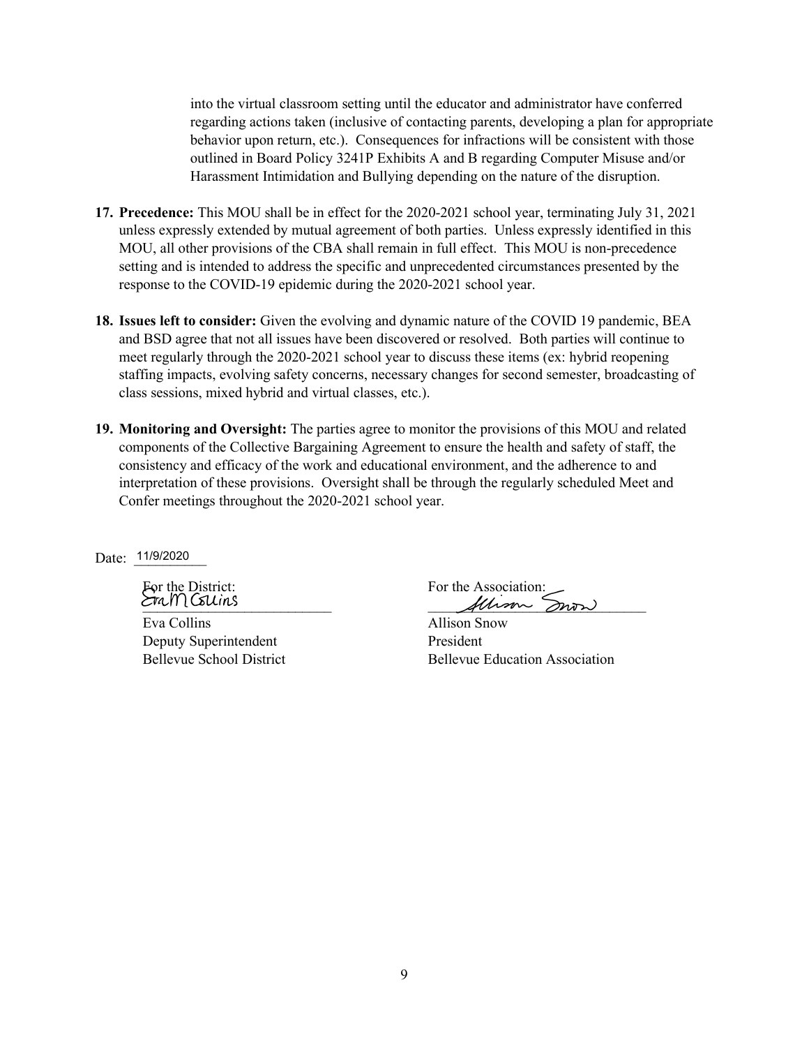into the virtual classroom setting until the educator and administrator have conferred regarding actions taken (inclusive of contacting parents, developing a plan for appropriate behavior upon return, etc.). Consequences for infractions will be consistent with those outlined in Board Policy 3241P Exhibits A and B regarding Computer Misuse and/or Harassment Intimidation and Bullying depending on the nature of the disruption.

17. **Precedence:** This MOU shall be in effect for the 2020-2021 school year, terminating July 31, 2021 unless expressly extended by mutual agreement of both parties. Unless expressly identified in this MOU, all other provisions of the CBA shall remain in full effect. This MOU is non-precedence setting and is intended to address the specific and unprecedented circumstances presented by the response to the COVID-19 epidemic during the 2020-2021 school year.

18. **Issues left to consider:** Given the evolving and dynamic nature of the COVID 19 pandemic, BEA and BSD agree that not all issues have been discovered or resolved. Both parties will continue to meet regularly through the 2020-2021 school year to discuss these items (ex: hybrid reopening staffing impacts, evolving safety concerns, necessary changes for second semester, broadcasting of class sessions, mixed hybrid and virtual classes, etc.).

19. **Monitoring and Oversight:** The parties agree to monitor the provisions of this MOU and related components of the Collective Bargaining Agreement to ensure the health and safety of staff, the consistency and efficacy of the work and educational environment, and the adherence to and interpretation of these provisions. Oversight shall be through the regularly scheduled Meet and Confer meetings throughout the 2020-2021 school year.

Date: 11/9/2020

For the District:
Eva M Collins
Eva Collins
Deputy Superintendent
Bellevue School District

For the Association:
Allison Snow
Allison Snow
President
Bellevue Education Association